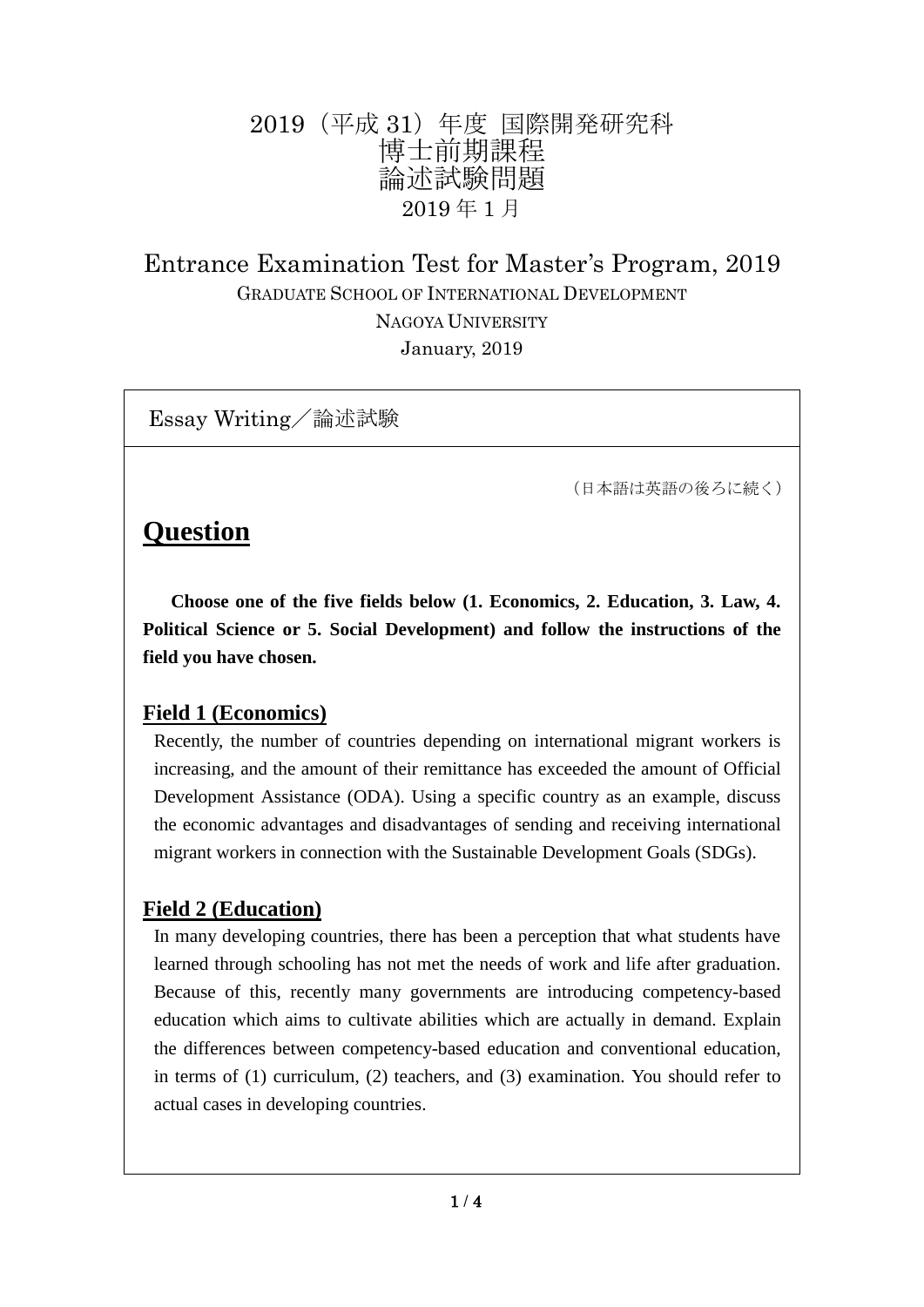# 2019（平成 31）年度 国際開発研究科
# 博士前期課程
# 論述試験問題
2019 年 1 月

## Entrance Examination Test for Master's Program, 2019

GRADUATE SCHOOL OF INTERNATIONAL DEVELOPMENT

NAGOYA UNIVERSITY

January, 2019

Essay Writing／論述試験

（日本語は英語の後ろに続く）

# Question

**Choose one of the five fields below (1. Economics, 2. Education, 3. Law, 4. Political Science or 5. Social Development) and follow the instructions of the field you have chosen.**

## Field 1 (Economics)

Recently, the number of countries depending on international migrant workers is increasing, and the amount of their remittance has exceeded the amount of Official Development Assistance (ODA). Using a specific country as an example, discuss the economic advantages and disadvantages of sending and receiving international migrant workers in connection with the Sustainable Development Goals (SDGs).

## Field 2 (Education)

In many developing countries, there has been a perception that what students have learned through schooling has not met the needs of work and life after graduation. Because of this, recently many governments are introducing competency-based education which aims to cultivate abilities which are actually in demand. Explain the differences between competency-based education and conventional education, in terms of (1) curriculum, (2) teachers, and (3) examination. You should refer to actual cases in developing countries.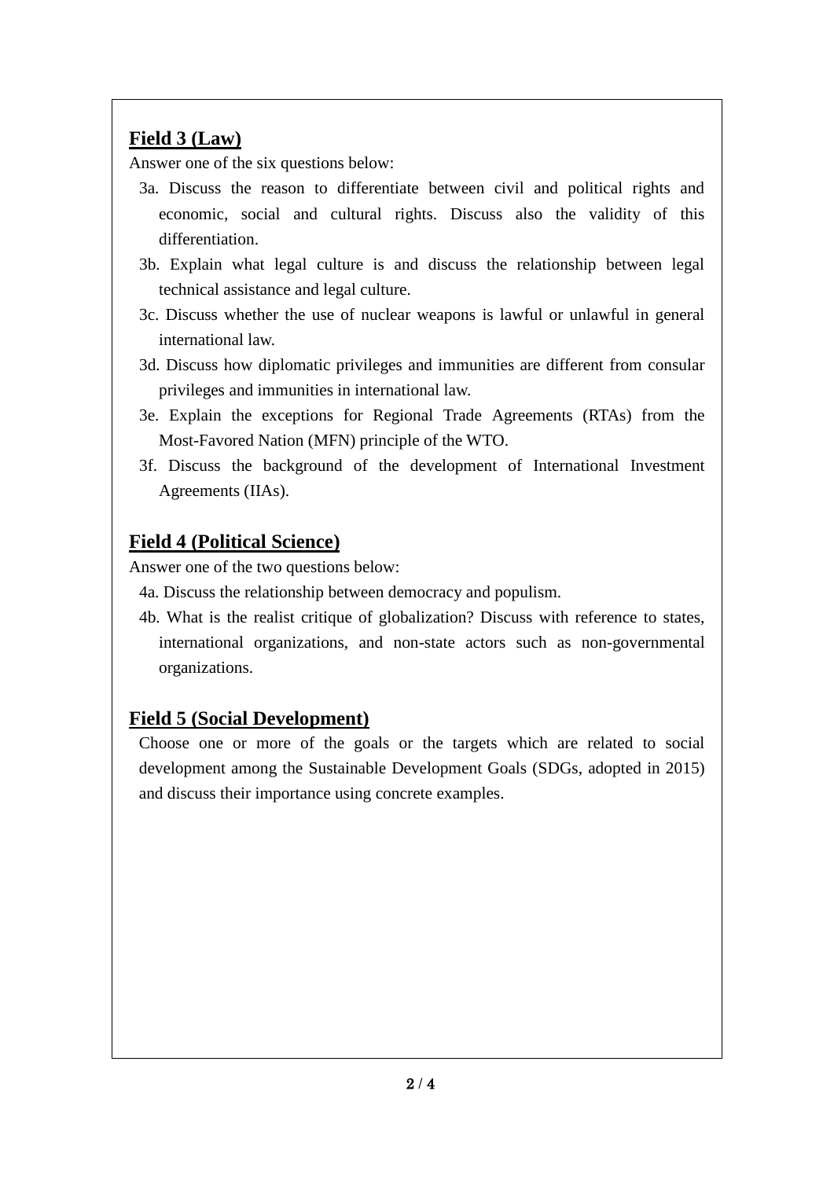## Field 3 (Law)

Answer one of the six questions below:

3a. Discuss the reason to differentiate between civil and political rights and economic, social and cultural rights. Discuss also the validity of this differentiation.

3b. Explain what legal culture is and discuss the relationship between legal technical assistance and legal culture.

3c. Discuss whether the use of nuclear weapons is lawful or unlawful in general international law.

3d. Discuss how diplomatic privileges and immunities are different from consular privileges and immunities in international law.

3e. Explain the exceptions for Regional Trade Agreements (RTAs) from the Most-Favored Nation (MFN) principle of the WTO.

3f. Discuss the background of the development of International Investment Agreements (IIAs).

## Field 4 (Political Science)

Answer one of the two questions below:

4a. Discuss the relationship between democracy and populism.

4b. What is the realist critique of globalization? Discuss with reference to states, international organizations, and non-state actors such as non-governmental organizations.

## Field 5 (Social Development)

Choose one or more of the goals or the targets which are related to social development among the Sustainable Development Goals (SDGs, adopted in 2015) and discuss their importance using concrete examples.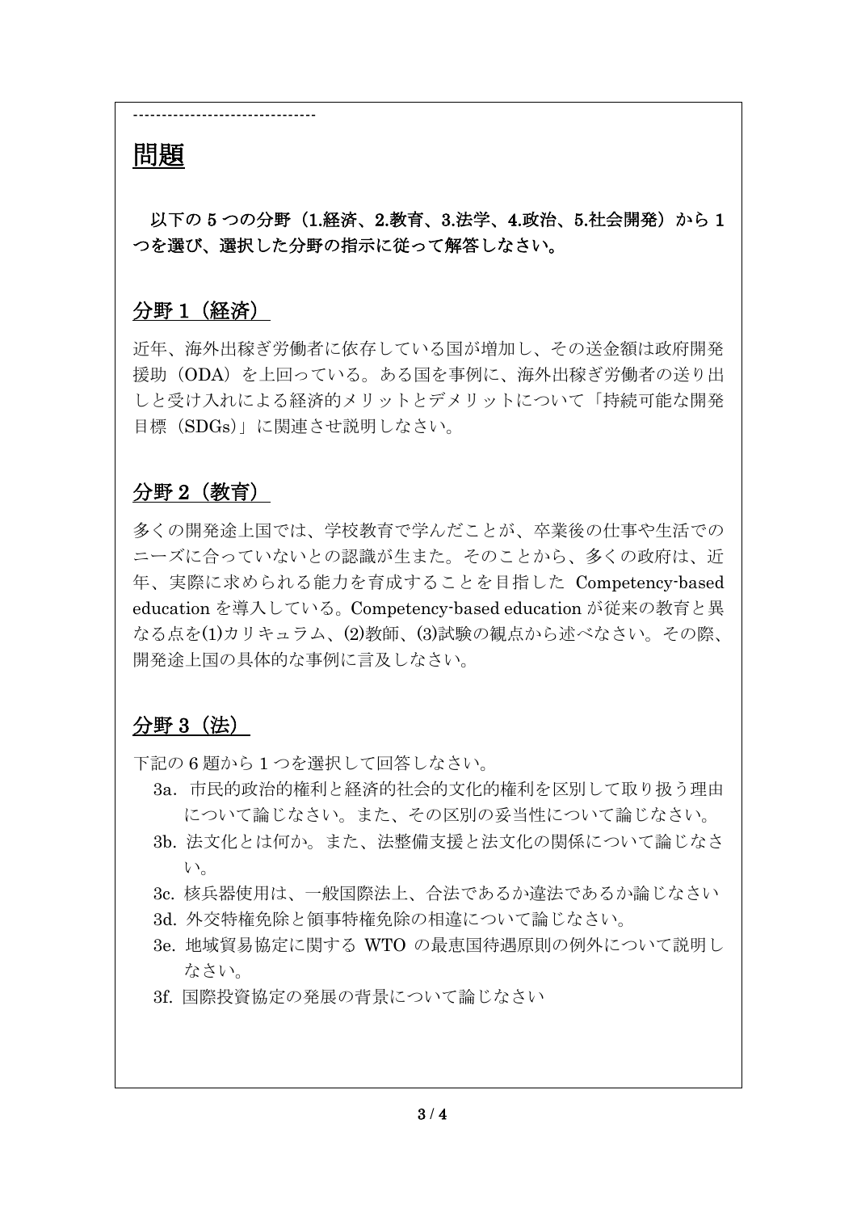--------------------------------

# 問題

**以下の 5 つの分野（1.経済、2.教育、3.法学、4.政治、5.社会開発）から 1 つを選び、選択した分野の指示に従って解答しなさい。**

## 分野 1（経済）

近年、海外出稼ぎ労働者に依存している国が増加し、その送金額は政府開発援助（ODA）を上回っている。ある国を事例に、海外出稼ぎ労働者の送り出しと受け入れによる経済的メリットとデメリットについて「持続可能な開発目標（SDGs）」に関連させ説明しなさい。

## 分野 2（教育）

多くの開発途上国では、学校教育で学んだことが、卒業後の仕事や生活でのニーズに合っていないとの認識が生また。そのことから、多くの政府は、近年、実際に求められる能力を育成することを目指した Competency-based education を導入している。Competency-based education が従来の教育と異なる点を(1)カリキュラム、(2)教師、(3)試験の観点から述べなさい。その際、開発途上国の具体的な事例に言及しなさい。

## 分野 3（法）

下記の 6 題から 1 つを選択して回答しなさい。

- 3a. 市民的政治的権利と経済的社会的文化的権利を区別して取り扱う理由について論じなさい。また、その区別の妥当性について論じなさい。
- 3b. 法文化とは何か。また、法整備支援と法文化の関係について論じなさい。
- 3c. 核兵器使用は、一般国際法上、合法であるか違法であるか論じなさい
- 3d. 外交特権免除と領事特権免除の相違について論じなさい。
- 3e. 地域貿易協定に関する WTO の最恵国待遇原則の例外について説明しなさい。
- 3f. 国際投資協定の発展の背景について論じなさい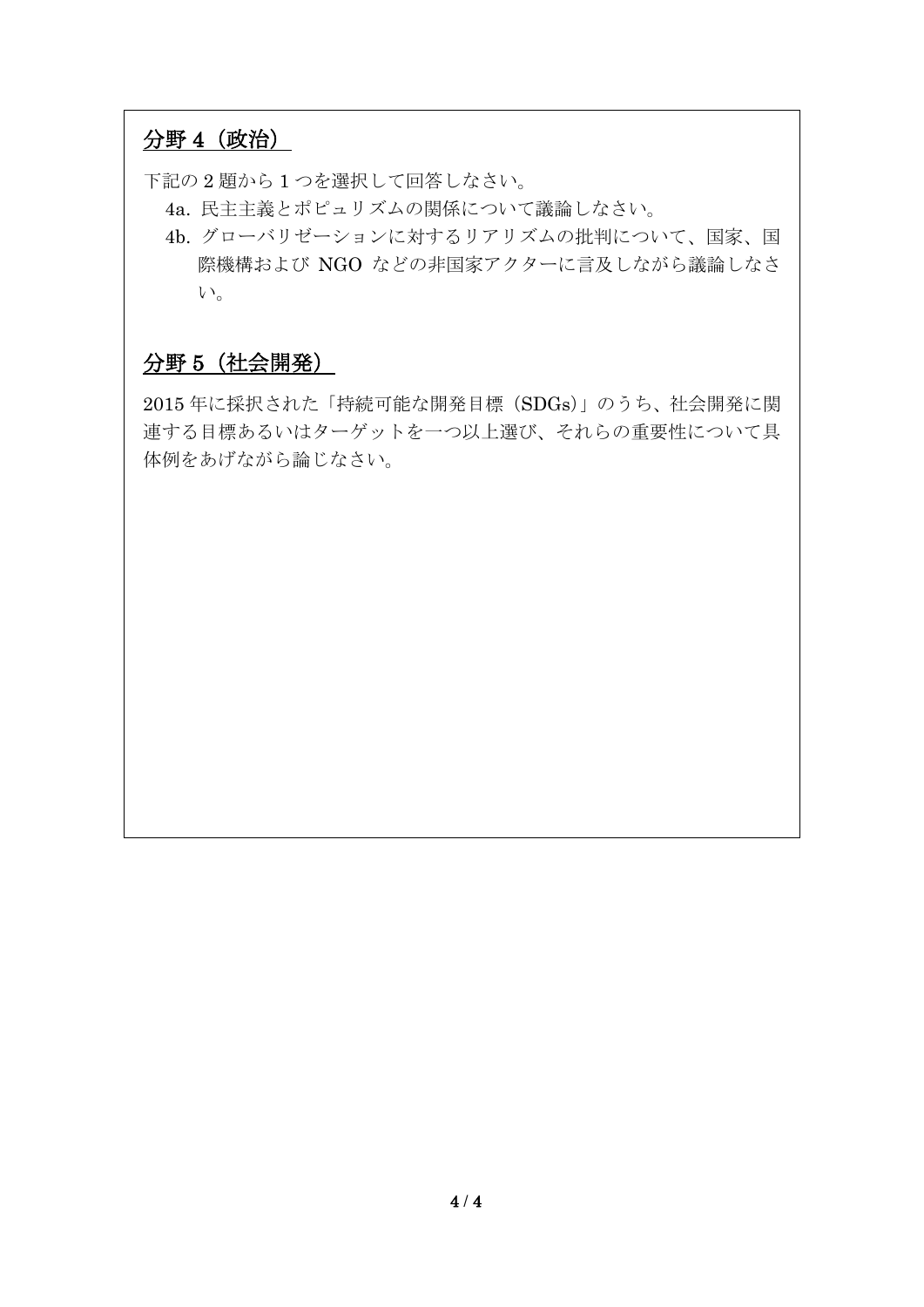## 分野 4（政治）

下記の 2 題から 1 つを選択して回答しなさい。

4a. 民主主義とポピュリズムの関係について議論しなさい。

4b. グローバリゼーションに対するリアリズムの批判について、国家、国際機構および NGO などの非国家アクターに言及しながら議論しなさい。

## 分野 5（社会開発）

2015 年に採択された「持続可能な開発目標（SDGs）」のうち、社会開発に関連する目標あるいはターゲットを一つ以上選び、それらの重要性について具体例をあげながら論じなさい。